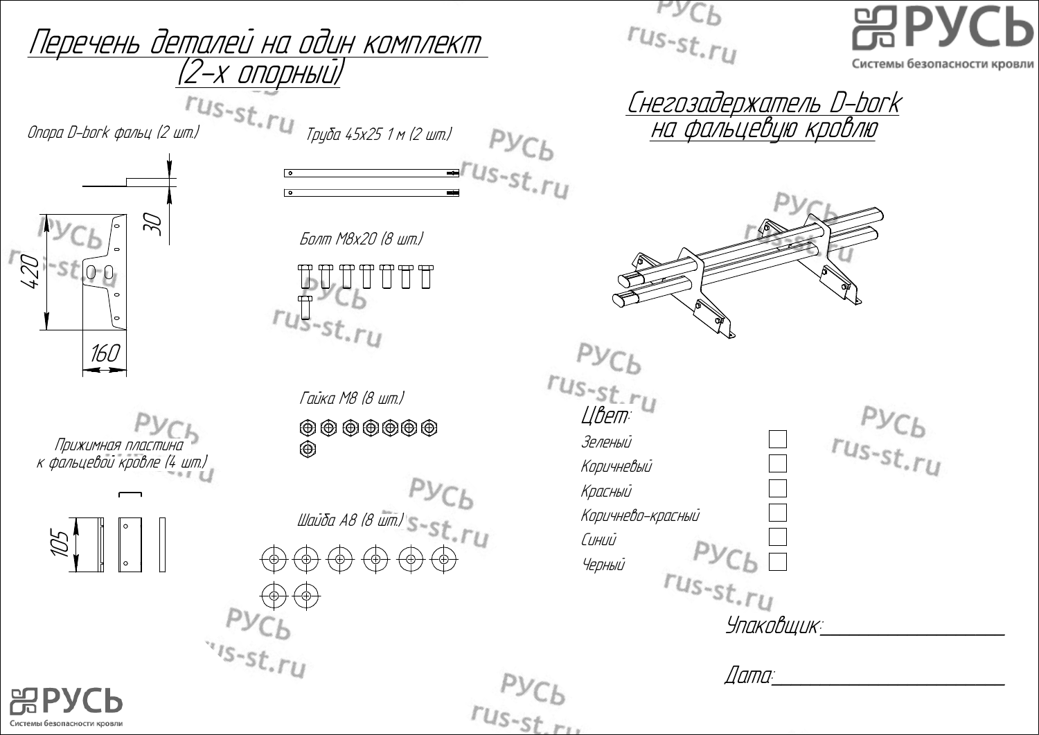# Перечень деталей на один комплект (2-х опорный)

## Снегозадержатель D-bork на фальцевую кровлю

Опора D-bork фальц (2 шт.)

30

420

160

Труба 45x25 1 м (2 шт.)

Болт М8x20 (8 шт.)

Гайка М8 (8 шт.)

Шайба А8 (8 шт.)

Прижимная пластина к фальцевой кровле (4 шт.)

105

Цвет:

- Зеленый ☐
- Коричневый ☐
- Красный ☐
- Коричнево-красный ☐
- Синий ☐
- Черный ☐

Упаковщик:____________________

Дата:____________________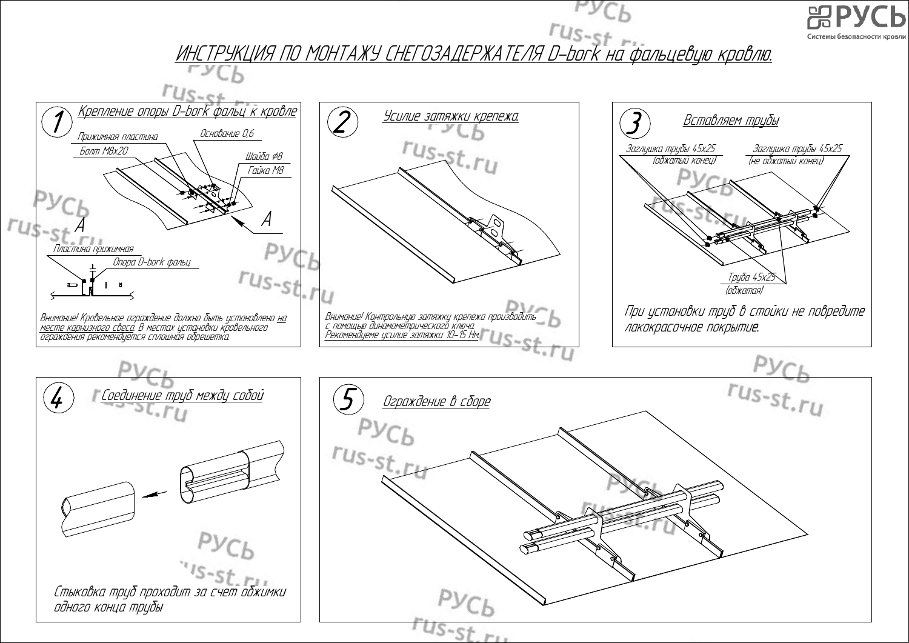# ИНСТРУКЦИЯ ПО МОНТАЖУ СНЕГОЗАДЕРЖАТЕЛЯ D-bork на фальцевую кровлю.

## 1 Крепление опоры D-bork фальц к кровле

Прижимная пластина

Основание 0,6

Болт М8х20

Шайба Ф8

Гайка М8

А

А

Пластина прижимная

Опора D-bork фальц

Внимание! Кровельное ограждение должно быть установлено на месте карнизного свеса. В местах установки кровельного ограждения рекомендуется сплошная обрешетка.

## 2 Усилие затяжки крепежа.

Внимание! Контрольную затяжку крепежа производить с помощью динамометрического ключа. Рекомендуеме усилие затяжки 10-15 Нм.

## 3 Вставляем трубы

Заглушка трубы 45х25 (обжатый конец)

Заглушка трубы 45х25 (не обжатый конец)

Труба 45х25 (обжатая)

При установки труб в стойки не повредите лакокрасочное покрытие.

## 4 Соединение труб между собой

Стыковка труб проходит за счет обжимки одного конца трубы

## 5 Ограждение в сборе